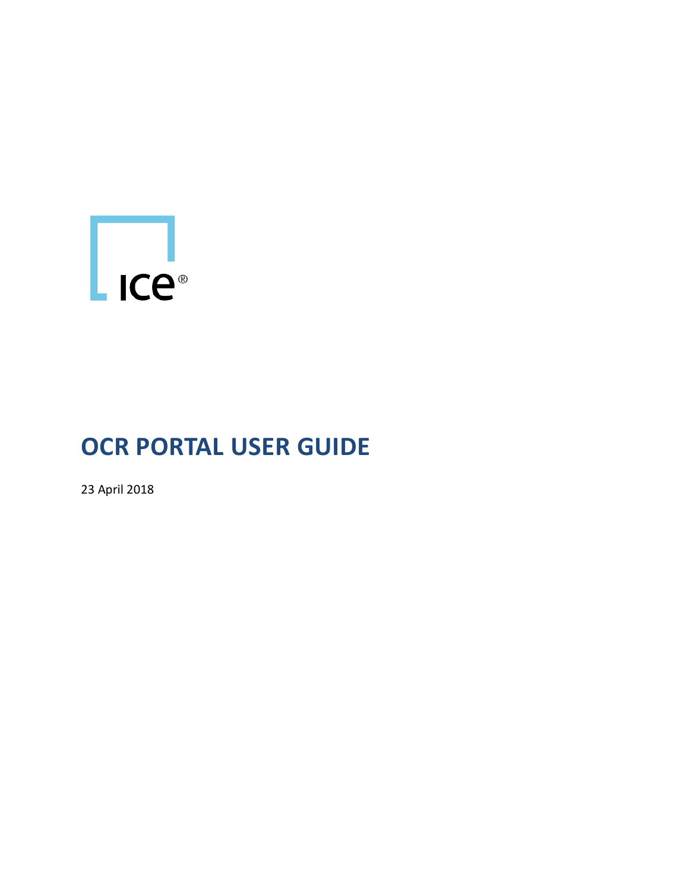# OCR PORTAL USER GUIDE

23 April 2018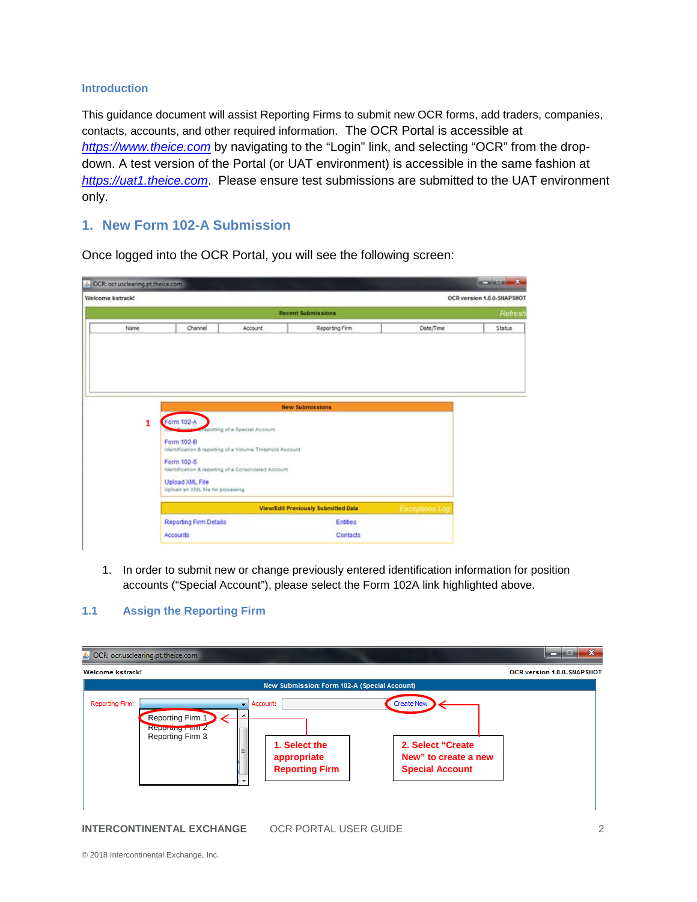## Introduction

This guidance document will assist Reporting Firms to submit new OCR forms, add traders, companies, contacts, accounts, and other required information. The OCR Portal is accessible at https://www.theice.com by navigating to the "Login" link, and selecting "OCR" from the drop-down. A test version of the Portal (or UAT environment) is accessible in the same fashion at https://uat1.theice.com. Please ensure test submissions are submitted to the UAT environment only.

## 1. New Form 102-A Submission

Once logged into the OCR Portal, you will see the following screen:

1. In order to submit new or change previously entered identification information for position accounts ("Special Account"), please select the Form 102A link highlighted above.

### 1.1 Assign the Reporting Firm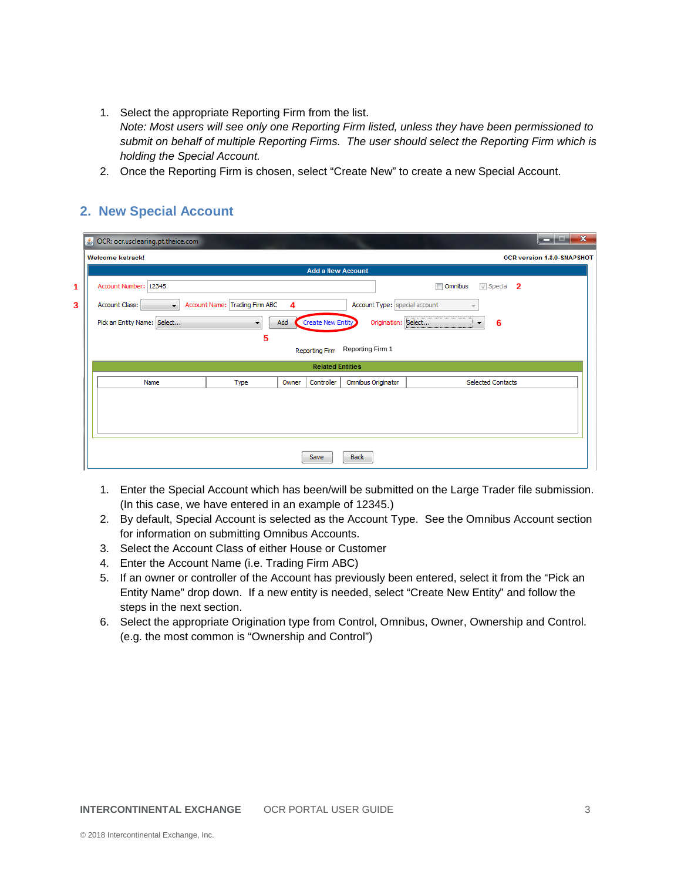1. Select the appropriate Reporting Firm from the list.
   *Note: Most users will see only one Reporting Firm listed, unless they have been permissioned to submit on behalf of multiple Reporting Firms. The user should select the Reporting Firm which is holding the Special Account.*
2. Once the Reporting Firm is chosen, select "Create New" to create a new Special Account.

## 2. New Special Account

1. Enter the Special Account which has been/will be submitted on the Large Trader file submission. (In this case, we have entered in an example of 12345.)
2. By default, Special Account is selected as the Account Type. See the Omnibus Account section for information on submitting Omnibus Accounts.
3. Select the Account Class of either House or Customer
4. Enter the Account Name (i.e. Trading Firm ABC)
5. If an owner or controller of the Account has previously been entered, select it from the "Pick an Entity Name" drop down. If a new entity is needed, select "Create New Entity" and follow the steps in the next section.
6. Select the appropriate Origination type from Control, Omnibus, Owner, Ownership and Control. (e.g. the most common is "Ownership and Control")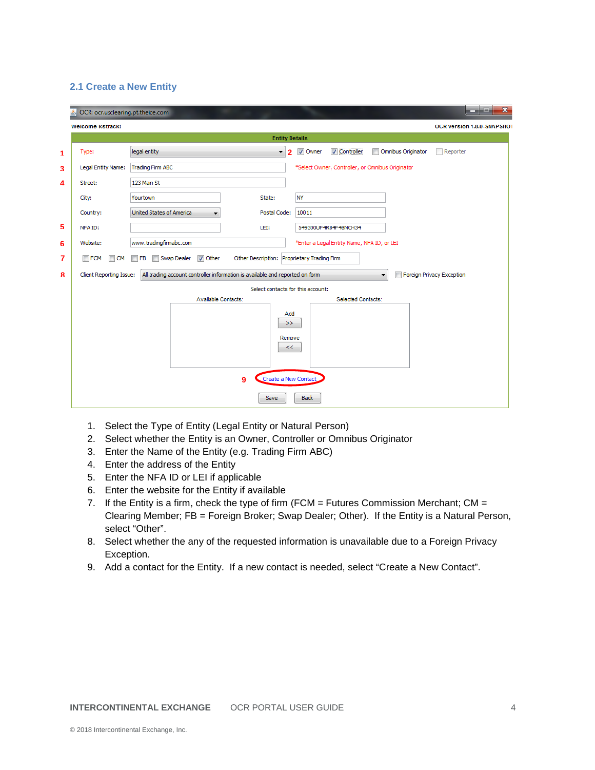## 2.1 Create a New Entity

1. Select the Type of Entity (Legal Entity or Natural Person)
2. Select whether the Entity is an Owner, Controller or Omnibus Originator
3. Enter the Name of the Entity (e.g. Trading Firm ABC)
4. Enter the address of the Entity
5. Enter the NFA ID or LEI if applicable
6. Enter the website for the Entity if available
7. If the Entity is a firm, check the type of firm (FCM = Futures Commission Merchant; CM = Clearing Member; FB = Foreign Broker; Swap Dealer; Other). If the Entity is a Natural Person, select "Other".
8. Select whether the any of the requested information is unavailable due to a Foreign Privacy Exception.
9. Add a contact for the Entity. If a new contact is needed, select "Create a New Contact".

© 2018 Intercontinental Exchange, Inc.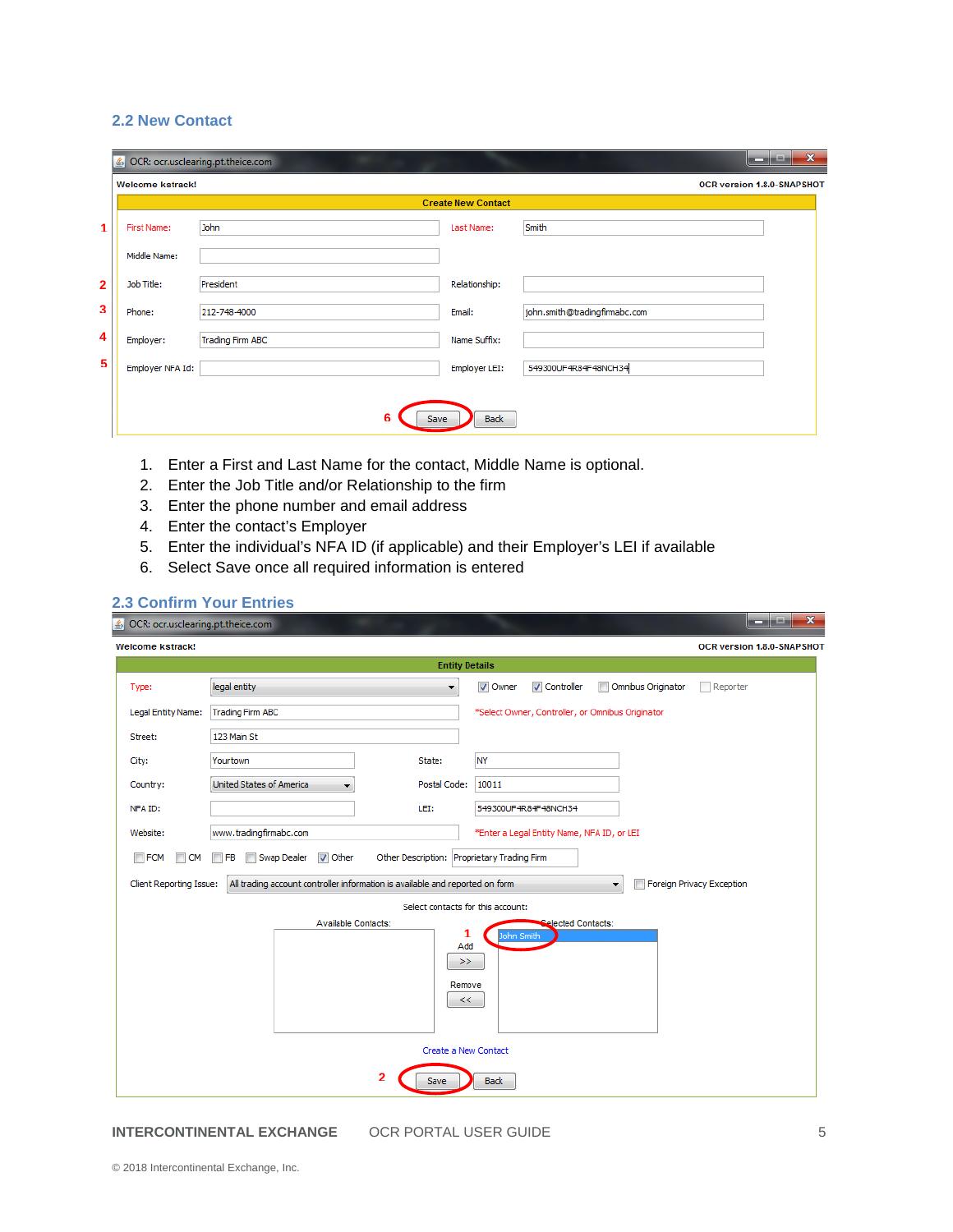## 2.2 New Contact

1. Enter a First and Last Name for the contact, Middle Name is optional.
2. Enter the Job Title and/or Relationship to the firm
3. Enter the phone number and email address
4. Enter the contact's Employer
5. Enter the individual's NFA ID (if applicable) and their Employer's LEI if available
6. Select Save once all required information is entered

## 2.3 Confirm Your Entries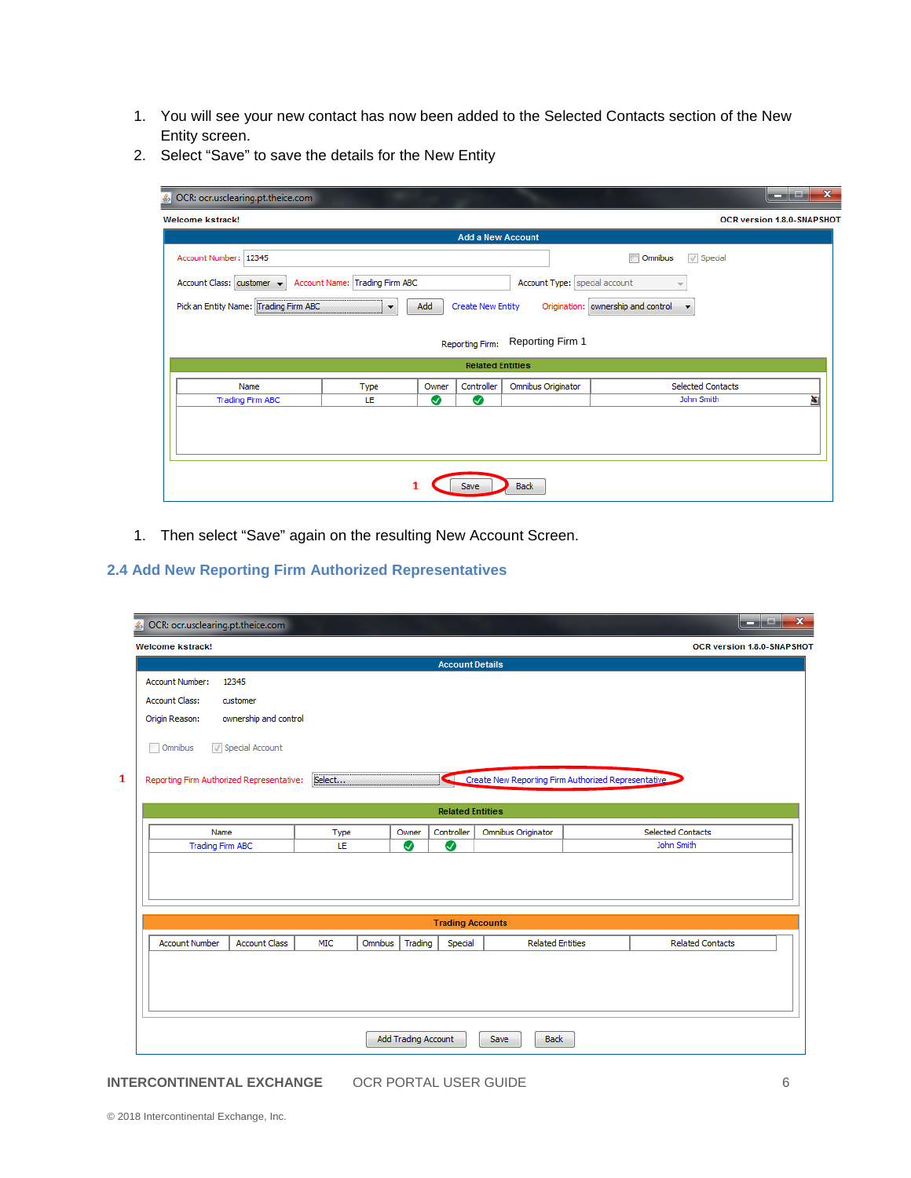1. You will see your new contact has now been added to the Selected Contacts section of the New Entity screen.
2. Select "Save" to save the details for the New Entity

1. Then select "Save" again on the resulting New Account Screen.

## 2.4 Add New Reporting Firm Authorized Representatives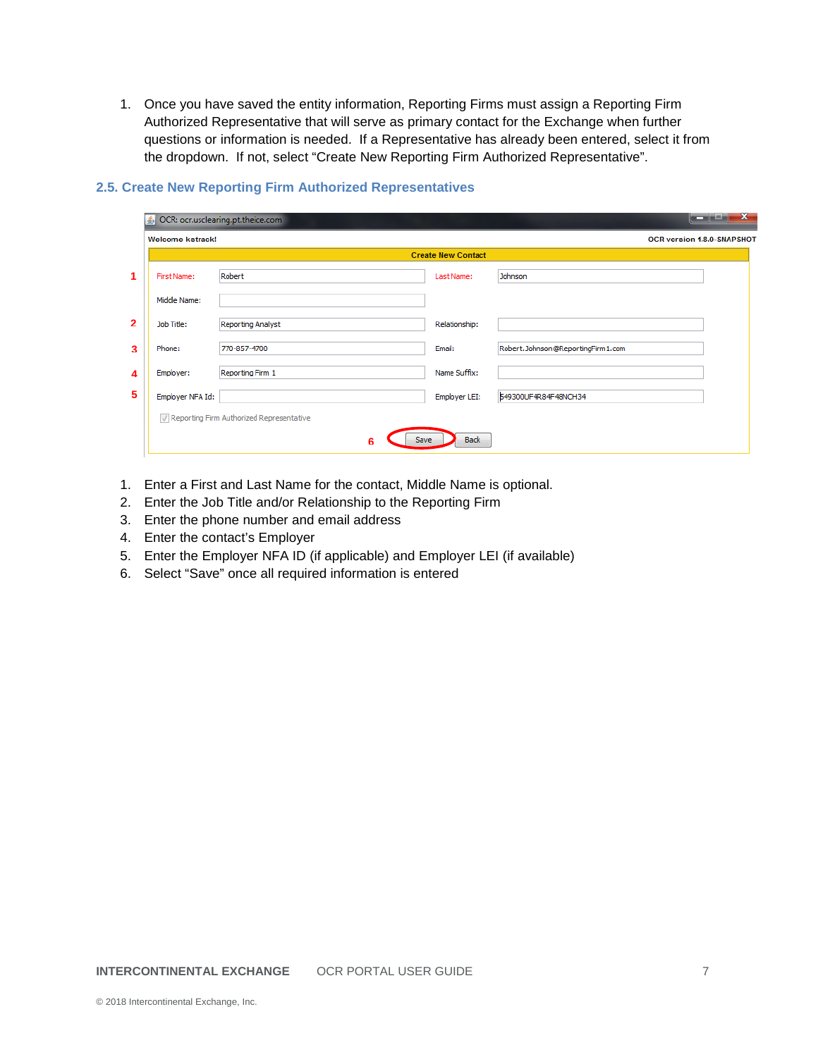1. Once you have saved the entity information, Reporting Firms must assign a Reporting Firm Authorized Representative that will serve as primary contact for the Exchange when further questions or information is needed. If a Representative has already been entered, select it from the dropdown. If not, select “Create New Reporting Firm Authorized Representative”.

## 2.5. Create New Reporting Firm Authorized Representatives

1. Enter a First and Last Name for the contact, Middle Name is optional.
2. Enter the Job Title and/or Relationship to the Reporting Firm
3. Enter the phone number and email address
4. Enter the contact’s Employer
5. Enter the Employer NFA ID (if applicable) and Employer LEI (if available)
6. Select “Save” once all required information is entered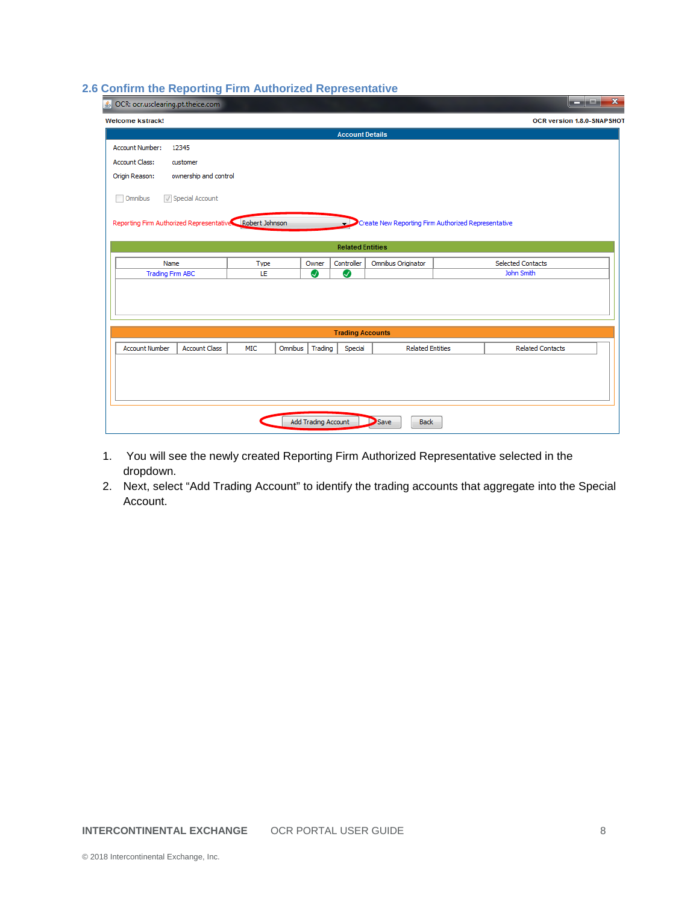## 2.6 Confirm the Reporting Firm Authorized Representative

1. You will see the newly created Reporting Firm Authorized Representative selected in the dropdown.
2. Next, select “Add Trading Account” to identify the trading accounts that aggregate into the Special Account.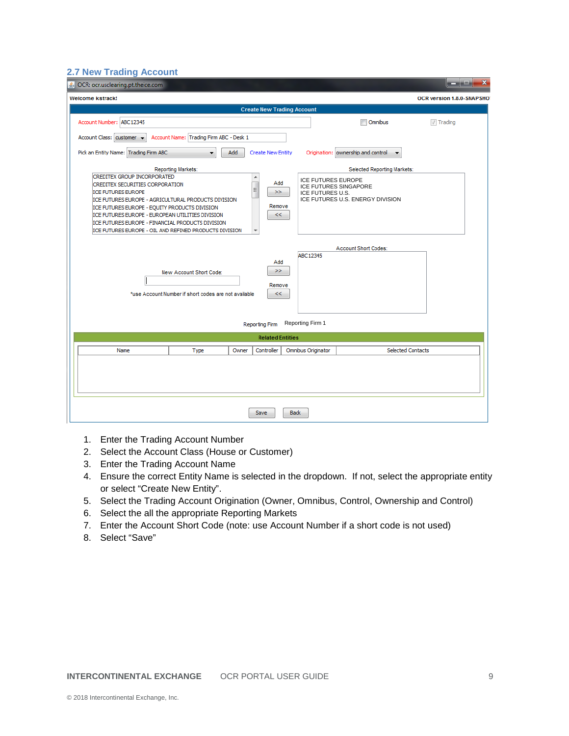## 2.7 New Trading Account

1. Enter the Trading Account Number
2. Select the Account Class (House or Customer)
3. Enter the Trading Account Name
4. Ensure the correct Entity Name is selected in the dropdown. If not, select the appropriate entity or select “Create New Entity”.
5. Select the Trading Account Origination (Owner, Omnibus, Control, Ownership and Control)
6. Select the all the appropriate Reporting Markets
7. Enter the Account Short Code (note: use Account Number if a short code is not used)
8. Select “Save”

© 2018 Intercontinental Exchange, Inc.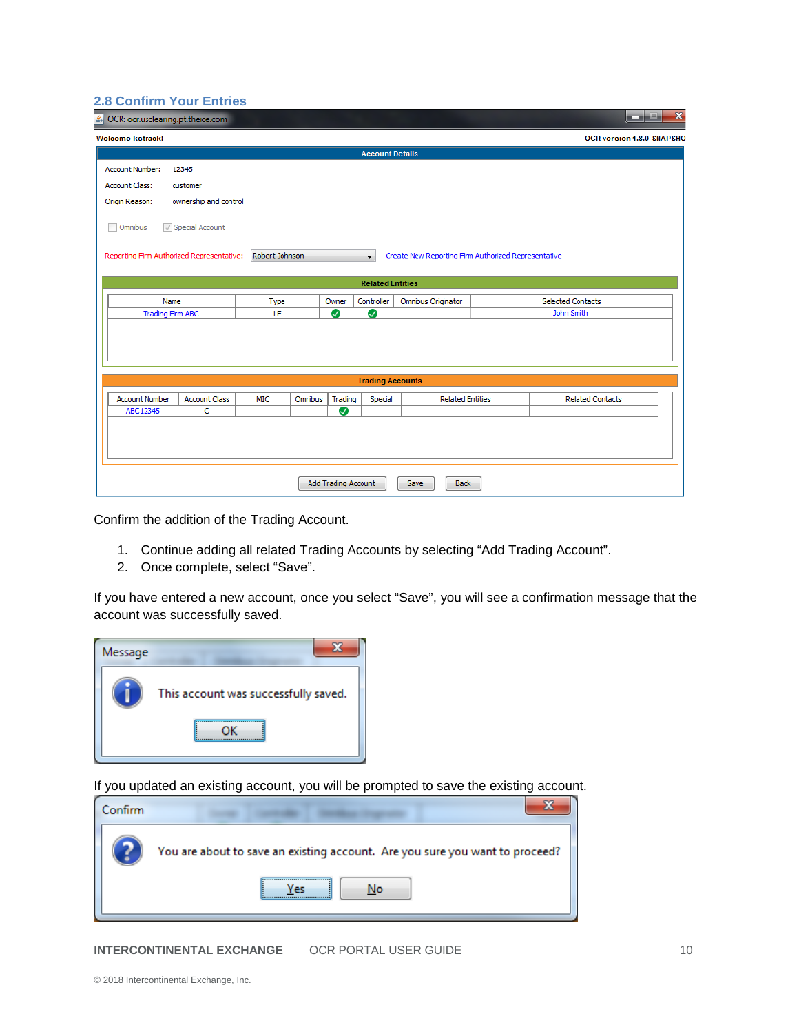## 2.8 Confirm Your Entries

Confirm the addition of the Trading Account.

1. Continue adding all related Trading Accounts by selecting "Add Trading Account".
2. Once complete, select "Save".

If you have entered a new account, once you select "Save", you will see a confirmation message that the account was successfully saved.

If you updated an existing account, you will be prompted to save the existing account.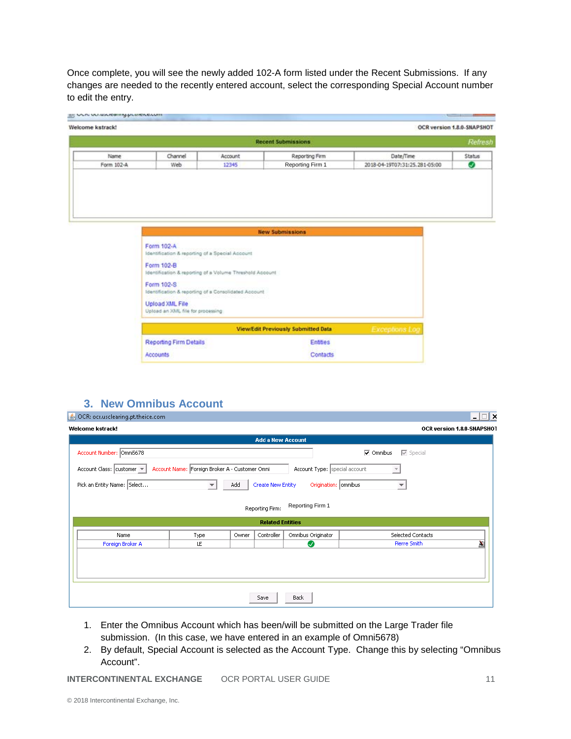Once complete, you will see the newly added 102-A form listed under the Recent Submissions. If any changes are needed to the recently entered account, select the corresponding Special Account number to edit the entry.

## 3. New Omnibus Account

1. Enter the Omnibus Account which has been/will be submitted on the Large Trader file submission. (In this case, we have entered in an example of Omni5678)
2. By default, Special Account is selected as the Account Type. Change this by selecting "Omnibus Account".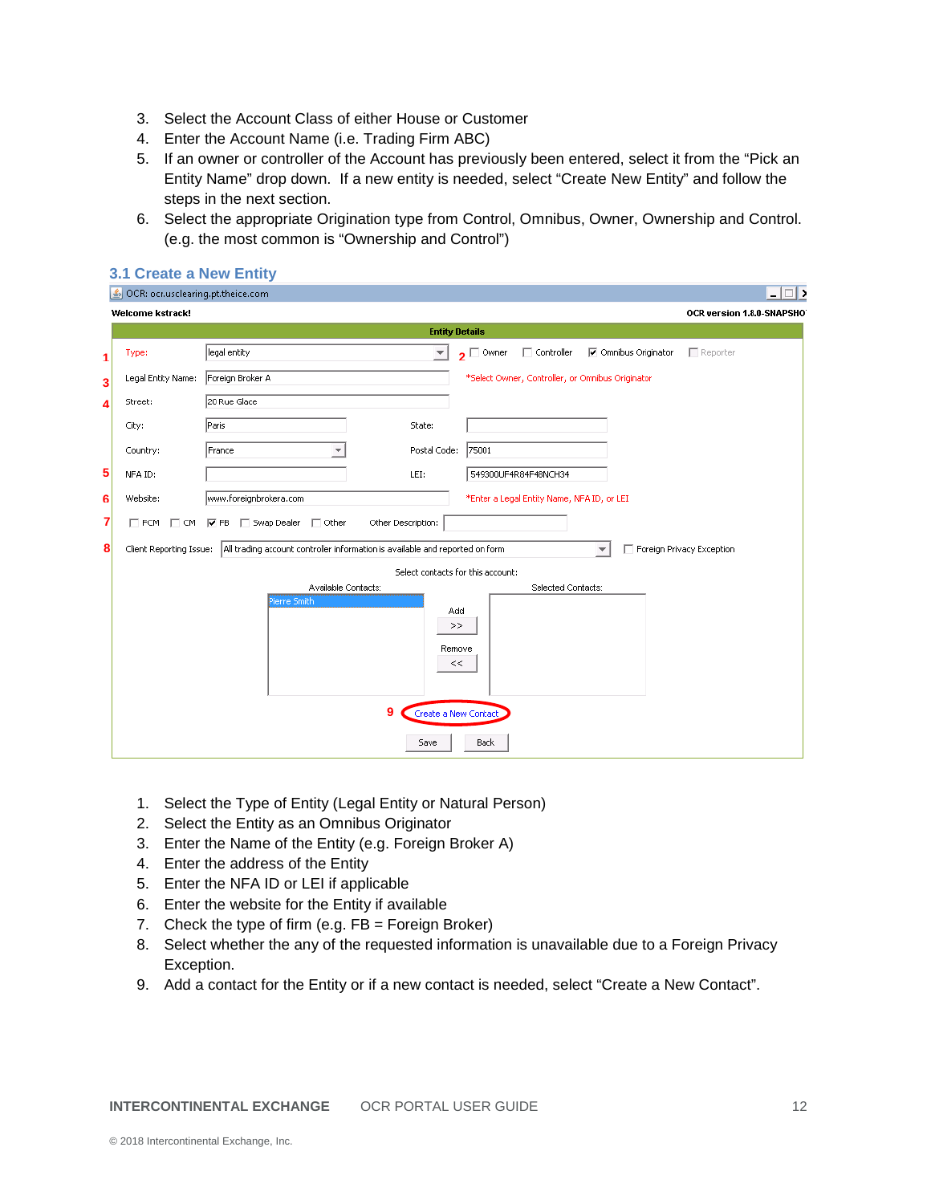3. Select the Account Class of either House or Customer
4. Enter the Account Name (i.e. Trading Firm ABC)
5. If an owner or controller of the Account has previously been entered, select it from the “Pick an Entity Name” drop down. If a new entity is needed, select “Create New Entity” and follow the steps in the next section.
6. Select the appropriate Origination type from Control, Omnibus, Owner, Ownership and Control. (e.g. the most common is “Ownership and Control”)

## 3.1 Create a New Entity

1. Select the Type of Entity (Legal Entity or Natural Person)
2. Select the Entity as an Omnibus Originator
3. Enter the Name of the Entity (e.g. Foreign Broker A)
4. Enter the address of the Entity
5. Enter the NFA ID or LEI if applicable
6. Enter the website for the Entity if available
7. Check the type of firm (e.g. FB = Foreign Broker)
8. Select whether the any of the requested information is unavailable due to a Foreign Privacy Exception.
9. Add a contact for the Entity or if a new contact is needed, select “Create a New Contact”.

© 2018 Intercontinental Exchange, Inc.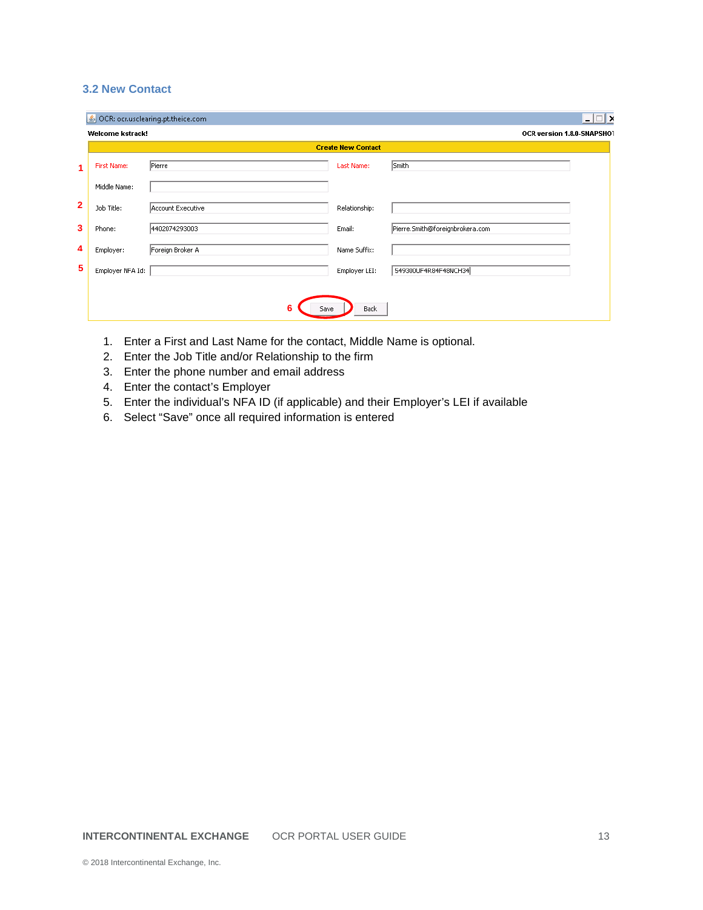### 3.2 New Contact

1. Enter a First and Last Name for the contact, Middle Name is optional.
2. Enter the Job Title and/or Relationship to the firm
3. Enter the phone number and email address
4. Enter the contact's Employer
5. Enter the individual's NFA ID (if applicable) and their Employer's LEI if available
6. Select "Save" once all required information is entered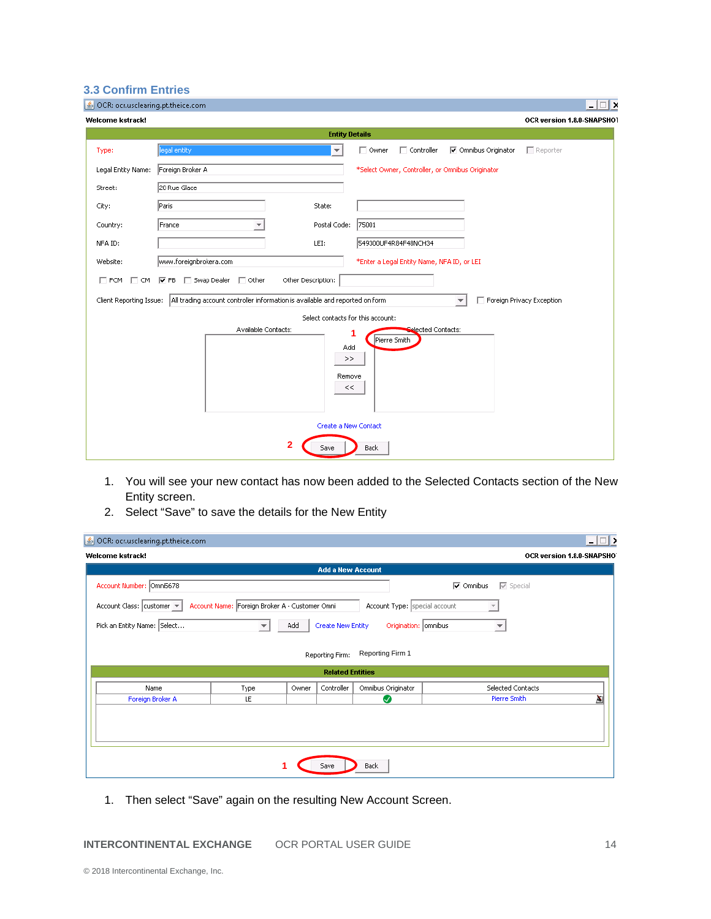## 3.3 Confirm Entries

1. You will see your new contact has now been added to the Selected Contacts section of the New Entity screen.
2. Select "Save" to save the details for the New Entity

1. Then select "Save" again on the resulting New Account Screen.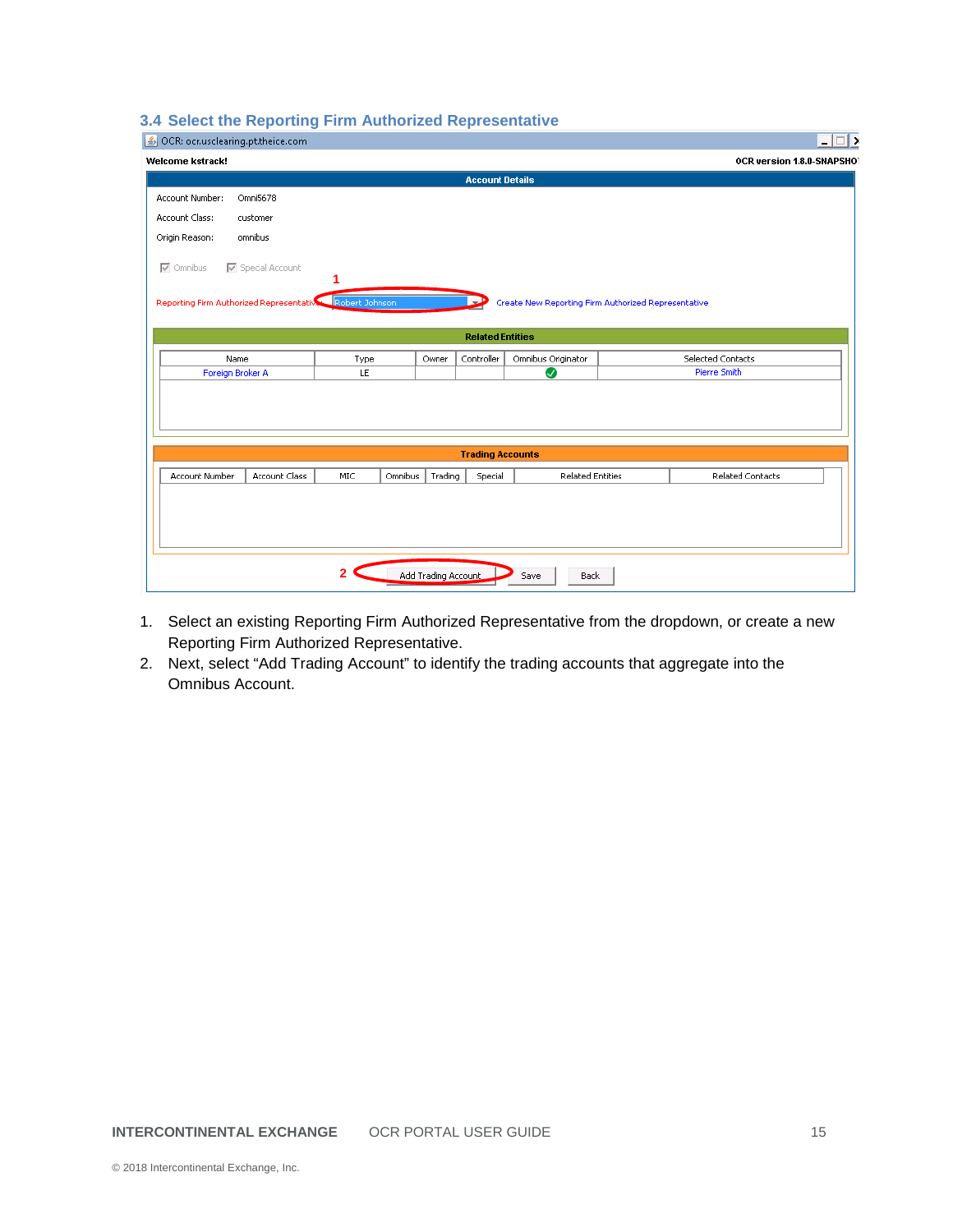### 3.4 Select the Reporting Firm Authorized Representative

OCR: ocr.usclearing.pt.theice.com

Welcome kstrack!

OCR version 1.8.0-SNAPSHOT

**Account Details**

Account Number: Omni5678

Account Class: customer

Origin Reason: omnibus

Omnibus    Special Account

1

Reporting Firm Authorized Representative: Robert Johnson    Create New Reporting Firm Authorized Representative

**Related Entities**

| Name | Type | Owner | Controller | Omnibus Originator | Selected Contacts |
|---|---|---|---|---|---|
| Foreign Broker A | LE | | | ✓ | Pierre Smith |

**Trading Accounts**

| Account Number | Account Class | MIC | Omnibus | Trading | Special | Related Entities | Related Contacts |
|---|---|---|---|---|---|---|---|

2    Add Trading Account    Save    Back

1. Select an existing Reporting Firm Authorized Representative from the dropdown, or create a new Reporting Firm Authorized Representative.
2. Next, select "Add Trading Account" to identify the trading accounts that aggregate into the Omnibus Account.

© 2018 Intercontinental Exchange, Inc.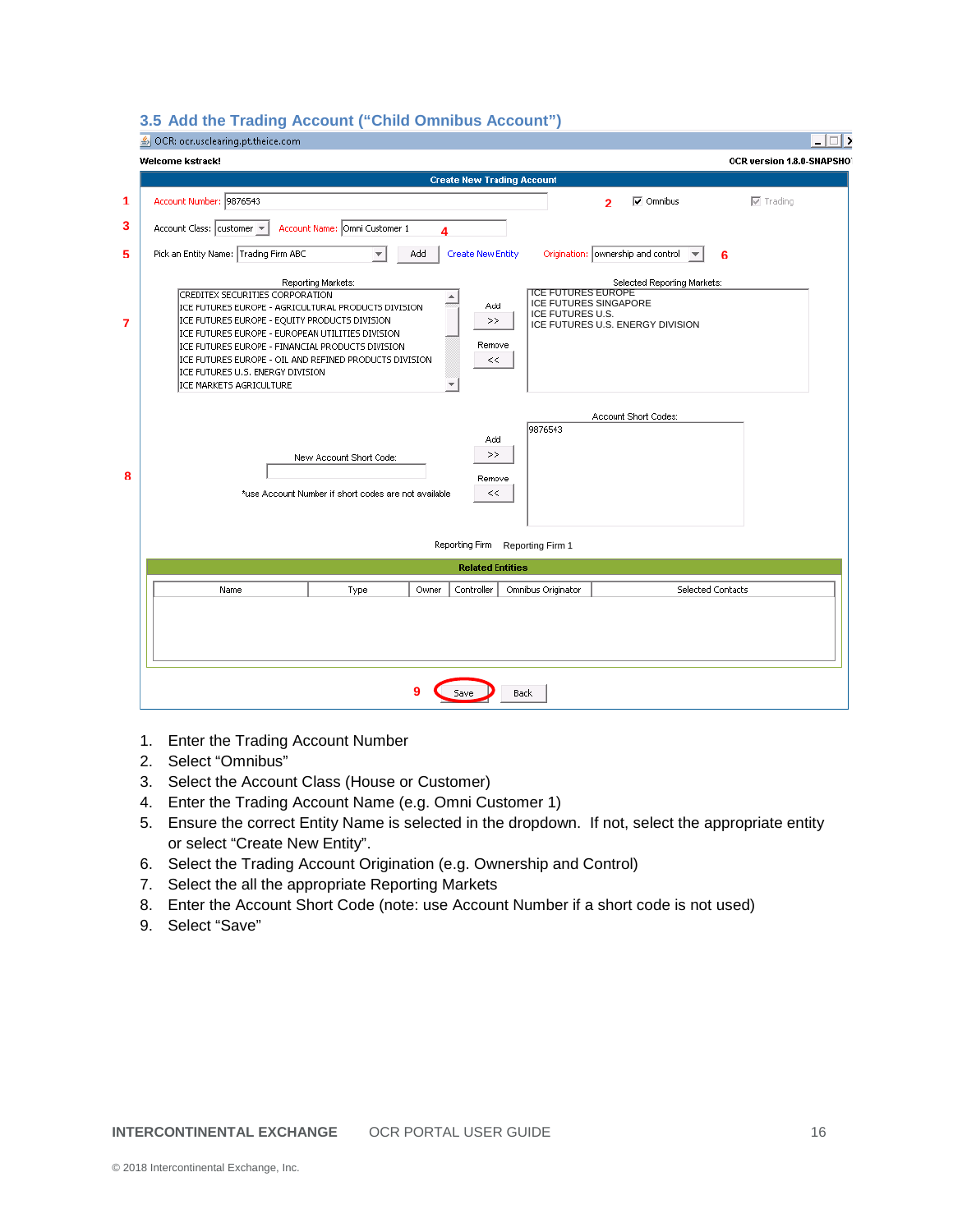### 3.5 Add the Trading Account ("Child Omnibus Account")

1. Enter the Trading Account Number
2. Select "Omnibus"
3. Select the Account Class (House or Customer)
4. Enter the Trading Account Name (e.g. Omni Customer 1)
5. Ensure the correct Entity Name is selected in the dropdown. If not, select the appropriate entity or select "Create New Entity".
6. Select the Trading Account Origination (e.g. Ownership and Control)
7. Select the all the appropriate Reporting Markets
8. Enter the Account Short Code (note: use Account Number if a short code is not used)
9. Select "Save"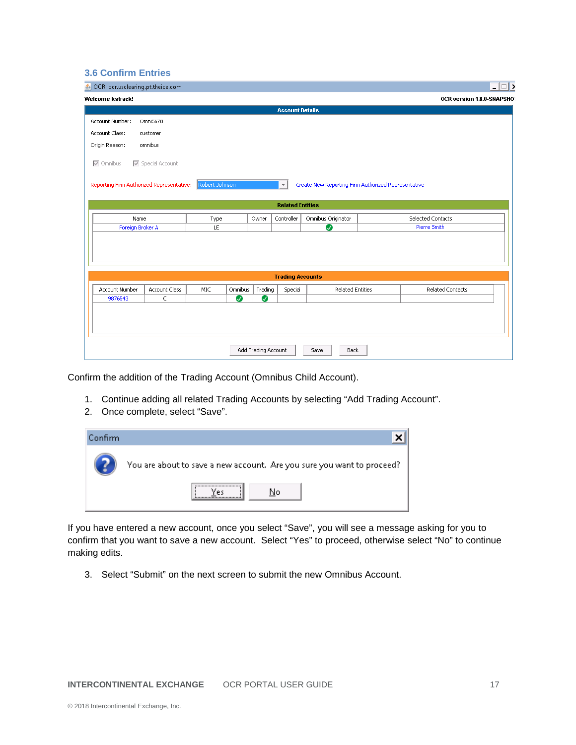### 3.6 Confirm Entries

Confirm the addition of the Trading Account (Omnibus Child Account).

1. Continue adding all related Trading Accounts by selecting “Add Trading Account”.
2. Once complete, select “Save”.

If you have entered a new account, once you select “Save”, you will see a message asking for you to confirm that you want to save a new account. Select “Yes” to proceed, otherwise select “No” to continue making edits.

3. Select “Submit” on the next screen to submit the new Omnibus Account.

© 2018 Intercontinental Exchange, Inc.